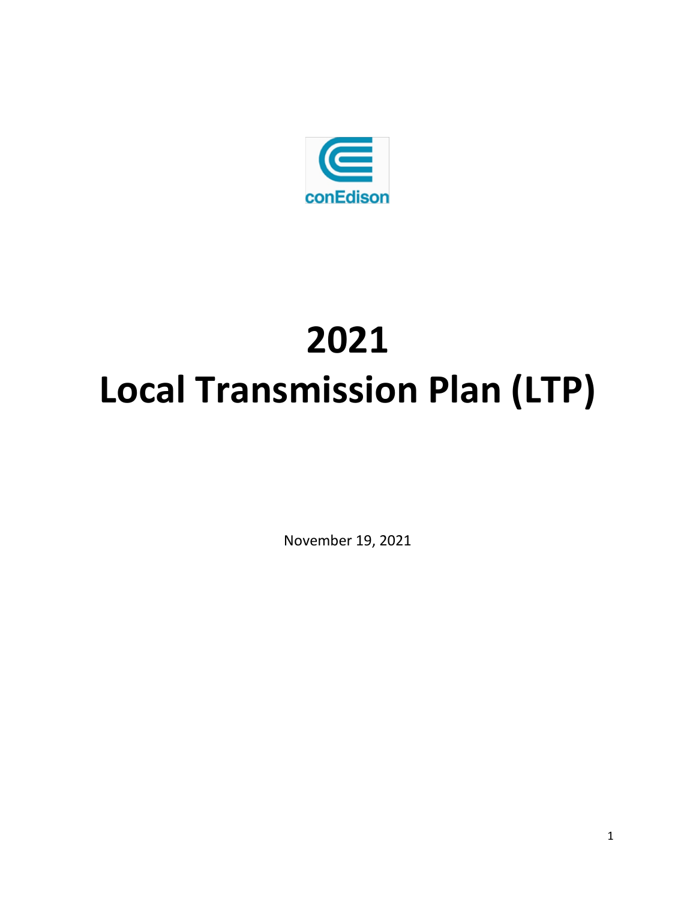conEdison

# 2021
# Local Transmission Plan (LTP)

November 19, 2021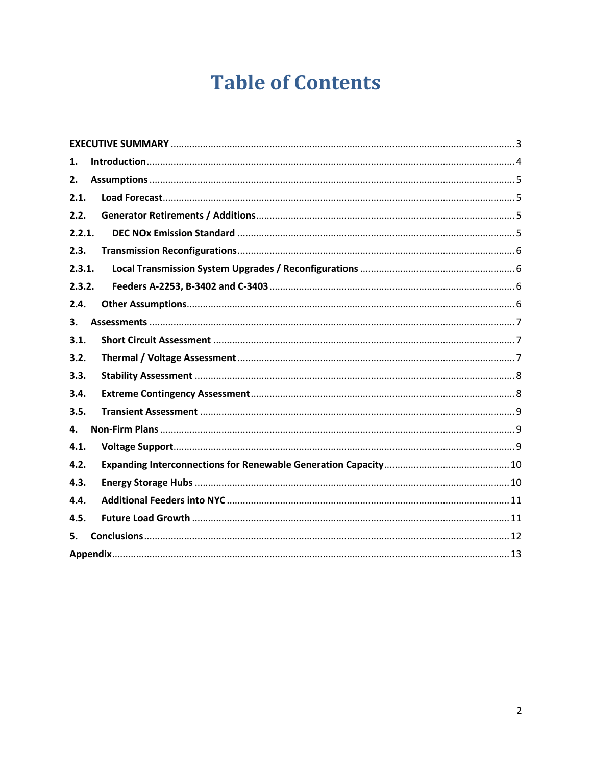# Table of Contents

EXECUTIVE SUMMARY ..... 3

1. Introduction ..... 4

2. Assumptions ..... 5

2.1. Load Forecast ..... 5

2.2. Generator Retirements / Additions ..... 5

2.2.1. DEC NOx Emission Standard ..... 5

2.3. Transmission Reconfigurations ..... 6

2.3.1. Local Transmission System Upgrades / Reconfigurations ..... 6

2.3.2. Feeders A-2253, B-3402 and C-3403 ..... 6

2.4. Other Assumptions ..... 6

3. Assessments ..... 7

3.1. Short Circuit Assessment ..... 7

3.2. Thermal / Voltage Assessment ..... 7

3.3. Stability Assessment ..... 8

3.4. Extreme Contingency Assessment ..... 8

3.5. Transient Assessment ..... 9

4. Non-Firm Plans ..... 9

4.1. Voltage Support ..... 9

4.2. Expanding Interconnections for Renewable Generation Capacity ..... 10

4.3. Energy Storage Hubs ..... 10

4.4. Additional Feeders into NYC ..... 11

4.5. Future Load Growth ..... 11

5. Conclusions ..... 12

Appendix ..... 13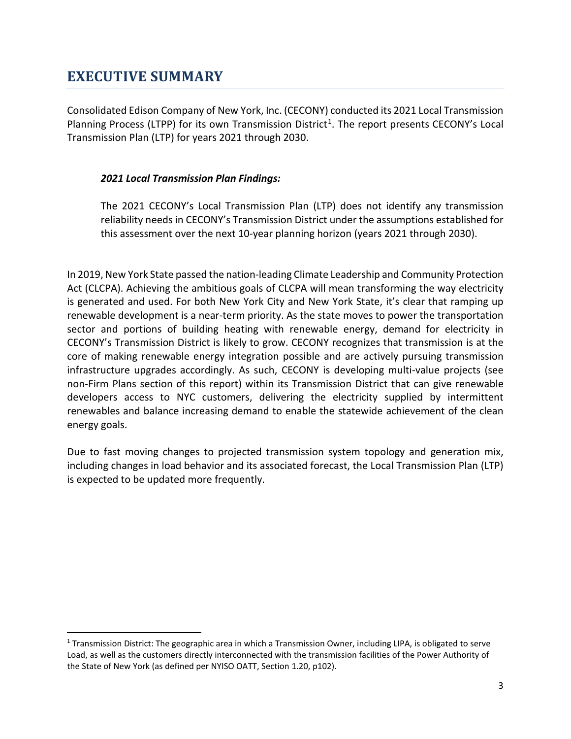# EXECUTIVE SUMMARY

Consolidated Edison Company of New York, Inc. (CECONY) conducted its 2021 Local Transmission Planning Process (LTPP) for its own Transmission District[1]. The report presents CECONY's Local Transmission Plan (LTP) for years 2021 through 2030.

> ***2021 Local Transmission Plan Findings:***
>
> The 2021 CECONY's Local Transmission Plan (LTP) does not identify any transmission reliability needs in CECONY's Transmission District under the assumptions established for this assessment over the next 10-year planning horizon (years 2021 through 2030).

In 2019, New York State passed the nation-leading Climate Leadership and Community Protection Act (CLCPA). Achieving the ambitious goals of CLCPA will mean transforming the way electricity is generated and used. For both New York City and New York State, it's clear that ramping up renewable development is a near-term priority. As the state moves to power the transportation sector and portions of building heating with renewable energy, demand for electricity in CECONY's Transmission District is likely to grow. CECONY recognizes that transmission is at the core of making renewable energy integration possible and are actively pursuing transmission infrastructure upgrades accordingly. As such, CECONY is developing multi-value projects (see non-Firm Plans section of this report) within its Transmission District that can give renewable developers access to NYC customers, delivering the electricity supplied by intermittent renewables and balance increasing demand to enable the statewide achievement of the clean energy goals.

Due to fast moving changes to projected transmission system topology and generation mix, including changes in load behavior and its associated forecast, the Local Transmission Plan (LTP) is expected to be updated more frequently.

---

[1] Transmission District: The geographic area in which a Transmission Owner, including LIPA, is obligated to serve Load, as well as the customers directly interconnected with the transmission facilities of the Power Authority of the State of New York (as defined per NYISO OATT, Section 1.20, p102).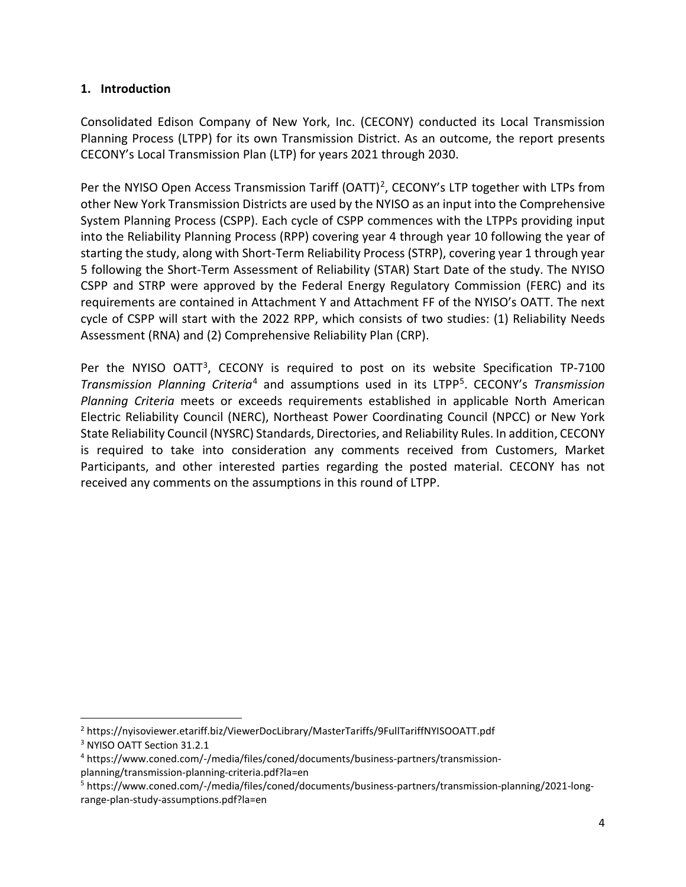## 1. Introduction

Consolidated Edison Company of New York, Inc. (CECONY) conducted its Local Transmission Planning Process (LTPP) for its own Transmission District. As an outcome, the report presents CECONY's Local Transmission Plan (LTP) for years 2021 through 2030.

Per the NYISO Open Access Transmission Tariff (OATT)[2], CECONY's LTP together with LTPs from other New York Transmission Districts are used by the NYISO as an input into the Comprehensive System Planning Process (CSPP). Each cycle of CSPP commences with the LTPPs providing input into the Reliability Planning Process (RPP) covering year 4 through year 10 following the year of starting the study, along with Short-Term Reliability Process (STRP), covering year 1 through year 5 following the Short-Term Assessment of Reliability (STAR) Start Date of the study. The NYISO CSPP and STRP were approved by the Federal Energy Regulatory Commission (FERC) and its requirements are contained in Attachment Y and Attachment FF of the NYISO's OATT. The next cycle of CSPP will start with the 2022 RPP, which consists of two studies: (1) Reliability Needs Assessment (RNA) and (2) Comprehensive Reliability Plan (CRP).

Per the NYISO OATT[3], CECONY is required to post on its website Specification TP-7100 *Transmission Planning Criteria*[4] and assumptions used in its LTPP[5]. CECONY's *Transmission Planning Criteria* meets or exceeds requirements established in applicable North American Electric Reliability Council (NERC), Northeast Power Coordinating Council (NPCC) or New York State Reliability Council (NYSRC) Standards, Directories, and Reliability Rules. In addition, CECONY is required to take into consideration any comments received from Customers, Market Participants, and other interested parties regarding the posted material. CECONY has not received any comments on the assumptions in this round of LTPP.

---

[2] https://nyisoviewer.etariff.biz/ViewerDocLibrary/MasterTariffs/9FullTariffNYISOOATT.pdf

[3] NYISO OATT Section 31.2.1

[4] https://www.coned.com/-/media/files/coned/documents/business-partners/transmission-planning/transmission-planning-criteria.pdf?la=en

[5] https://www.coned.com/-/media/files/coned/documents/business-partners/transmission-planning/2021-long-range-plan-study-assumptions.pdf?la=en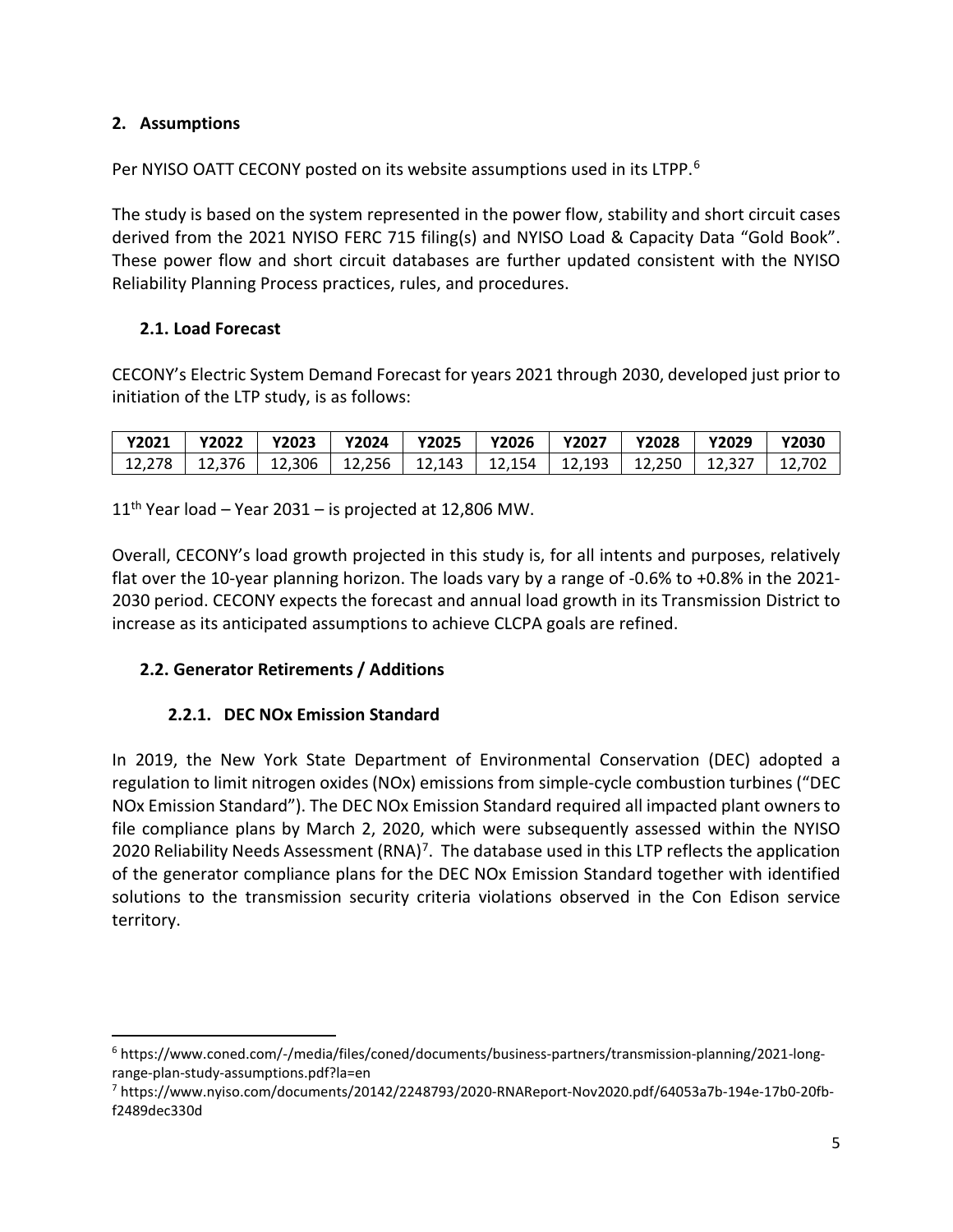## 2. Assumptions

Per NYISO OATT CECONY posted on its website assumptions used in its LTPP.[6]

The study is based on the system represented in the power flow, stability and short circuit cases derived from the 2021 NYISO FERC 715 filing(s) and NYISO Load & Capacity Data "Gold Book". These power flow and short circuit databases are further updated consistent with the NYISO Reliability Planning Process practices, rules, and procedures.

### 2.1. Load Forecast

CECONY's Electric System Demand Forecast for years 2021 through 2030, developed just prior to initiation of the LTP study, is as follows:

| Y2021 | Y2022 | Y2023 | Y2024 | Y2025 | Y2026 | Y2027 | Y2028 | Y2029 | Y2030 |
|---|---|---|---|---|---|---|---|---|---|
| 12,278 | 12,376 | 12,306 | 12,256 | 12,143 | 12,154 | 12,193 | 12,250 | 12,327 | 12,702 |

11th Year load – Year 2031 – is projected at 12,806 MW.

Overall, CECONY's load growth projected in this study is, for all intents and purposes, relatively flat over the 10-year planning horizon. The loads vary by a range of -0.6% to +0.8% in the 2021-2030 period. CECONY expects the forecast and annual load growth in its Transmission District to increase as its anticipated assumptions to achieve CLCPA goals are refined.

### 2.2. Generator Retirements / Additions

#### 2.2.1. DEC NOx Emission Standard

In 2019, the New York State Department of Environmental Conservation (DEC) adopted a regulation to limit nitrogen oxides (NOx) emissions from simple-cycle combustion turbines ("DEC NOx Emission Standard"). The DEC NOx Emission Standard required all impacted plant owners to file compliance plans by March 2, 2020, which were subsequently assessed within the NYISO 2020 Reliability Needs Assessment (RNA)[7]. The database used in this LTP reflects the application of the generator compliance plans for the DEC NOx Emission Standard together with identified solutions to the transmission security criteria violations observed in the Con Edison service territory.

---

[6] https://www.coned.com/-/media/files/coned/documents/business-partners/transmission-planning/2021-long-range-plan-study-assumptions.pdf?la=en

[7] https://www.nyiso.com/documents/20142/2248793/2020-RNAReport-Nov2020.pdf/64053a7b-194e-17b0-20fb-f2489dec330d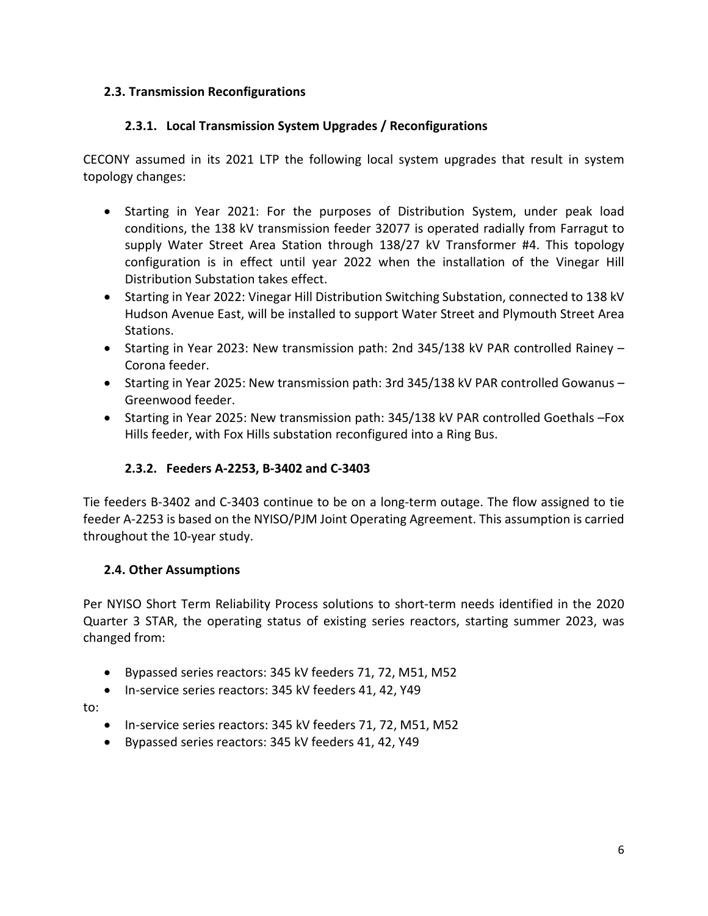### 2.3. Transmission Reconfigurations

#### 2.3.1. Local Transmission System Upgrades / Reconfigurations

CECONY assumed in its 2021 LTP the following local system upgrades that result in system topology changes:

- Starting in Year 2021: For the purposes of Distribution System, under peak load conditions, the 138 kV transmission feeder 32077 is operated radially from Farragut to supply Water Street Area Station through 138/27 kV Transformer #4. This topology configuration is in effect until year 2022 when the installation of the Vinegar Hill Distribution Substation takes effect.
- Starting in Year 2022: Vinegar Hill Distribution Switching Substation, connected to 138 kV Hudson Avenue East, will be installed to support Water Street and Plymouth Street Area Stations.
- Starting in Year 2023: New transmission path: 2nd 345/138 kV PAR controlled Rainey – Corona feeder.
- Starting in Year 2025: New transmission path: 3rd 345/138 kV PAR controlled Gowanus – Greenwood feeder.
- Starting in Year 2025: New transmission path: 345/138 kV PAR controlled Goethals –Fox Hills feeder, with Fox Hills substation reconfigured into a Ring Bus.

#### 2.3.2. Feeders A-2253, B-3402 and C-3403

Tie feeders B-3402 and C-3403 continue to be on a long-term outage. The flow assigned to tie feeder A-2253 is based on the NYISO/PJM Joint Operating Agreement. This assumption is carried throughout the 10-year study.

### 2.4. Other Assumptions

Per NYISO Short Term Reliability Process solutions to short-term needs identified in the 2020 Quarter 3 STAR, the operating status of existing series reactors, starting summer 2023, was changed from:

- Bypassed series reactors: 345 kV feeders 71, 72, M51, M52
- In-service series reactors: 345 kV feeders 41, 42, Y49

to:

- In-service series reactors: 345 kV feeders 71, 72, M51, M52
- Bypassed series reactors: 345 kV feeders 41, 42, Y49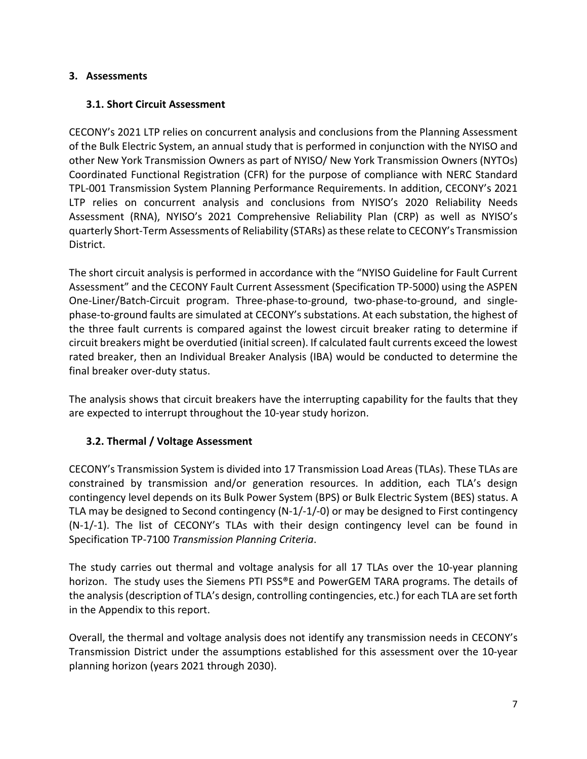## 3. Assessments

### 3.1. Short Circuit Assessment

CECONY's 2021 LTP relies on concurrent analysis and conclusions from the Planning Assessment of the Bulk Electric System, an annual study that is performed in conjunction with the NYISO and other New York Transmission Owners as part of NYISO/ New York Transmission Owners (NYTOs) Coordinated Functional Registration (CFR) for the purpose of compliance with NERC Standard TPL-001 Transmission System Planning Performance Requirements. In addition, CECONY's 2021 LTP relies on concurrent analysis and conclusions from NYISO's 2020 Reliability Needs Assessment (RNA), NYISO's 2021 Comprehensive Reliability Plan (CRP) as well as NYISO's quarterly Short-Term Assessments of Reliability (STARs) as these relate to CECONY's Transmission District.

The short circuit analysis is performed in accordance with the "NYISO Guideline for Fault Current Assessment" and the CECONY Fault Current Assessment (Specification TP-5000) using the ASPEN One-Liner/Batch-Circuit program. Three-phase-to-ground, two-phase-to-ground, and single-phase-to-ground faults are simulated at CECONY's substations. At each substation, the highest of the three fault currents is compared against the lowest circuit breaker rating to determine if circuit breakers might be overdutied (initial screen). If calculated fault currents exceed the lowest rated breaker, then an Individual Breaker Analysis (IBA) would be conducted to determine the final breaker over-duty status.

The analysis shows that circuit breakers have the interrupting capability for the faults that they are expected to interrupt throughout the 10-year study horizon.

### 3.2. Thermal / Voltage Assessment

CECONY's Transmission System is divided into 17 Transmission Load Areas (TLAs). These TLAs are constrained by transmission and/or generation resources. In addition, each TLA's design contingency level depends on its Bulk Power System (BPS) or Bulk Electric System (BES) status. A TLA may be designed to Second contingency (N-1/-1/-0) or may be designed to First contingency (N-1/-1). The list of CECONY's TLAs with their design contingency level can be found in Specification TP-7100 *Transmission Planning Criteria*.

The study carries out thermal and voltage analysis for all 17 TLAs over the 10-year planning horizon. The study uses the Siemens PTI PSS®E and PowerGEM TARA programs. The details of the analysis (description of TLA's design, controlling contingencies, etc.) for each TLA are set forth in the Appendix to this report.

Overall, the thermal and voltage analysis does not identify any transmission needs in CECONY's Transmission District under the assumptions established for this assessment over the 10-year planning horizon (years 2021 through 2030).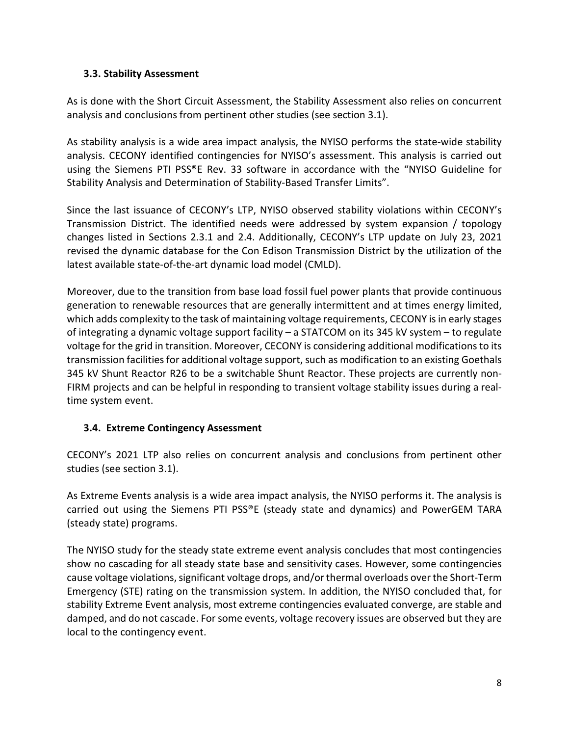### 3.3. Stability Assessment

As is done with the Short Circuit Assessment, the Stability Assessment also relies on concurrent analysis and conclusions from pertinent other studies (see section 3.1).

As stability analysis is a wide area impact analysis, the NYISO performs the state-wide stability analysis. CECONY identified contingencies for NYISO's assessment. This analysis is carried out using the Siemens PTI PSS®E Rev. 33 software in accordance with the "NYISO Guideline for Stability Analysis and Determination of Stability-Based Transfer Limits".

Since the last issuance of CECONY's LTP, NYISO observed stability violations within CECONY's Transmission District. The identified needs were addressed by system expansion / topology changes listed in Sections 2.3.1 and 2.4. Additionally, CECONY's LTP update on July 23, 2021 revised the dynamic database for the Con Edison Transmission District by the utilization of the latest available state-of-the-art dynamic load model (CMLD).

Moreover, due to the transition from base load fossil fuel power plants that provide continuous generation to renewable resources that are generally intermittent and at times energy limited, which adds complexity to the task of maintaining voltage requirements, CECONY is in early stages of integrating a dynamic voltage support facility – a STATCOM on its 345 kV system – to regulate voltage for the grid in transition. Moreover, CECONY is considering additional modifications to its transmission facilities for additional voltage support, such as modification to an existing Goethals 345 kV Shunt Reactor R26 to be a switchable Shunt Reactor. These projects are currently non-FIRM projects and can be helpful in responding to transient voltage stability issues during a real-time system event.

### 3.4. Extreme Contingency Assessment

CECONY's 2021 LTP also relies on concurrent analysis and conclusions from pertinent other studies (see section 3.1).

As Extreme Events analysis is a wide area impact analysis, the NYISO performs it. The analysis is carried out using the Siemens PTI PSS®E (steady state and dynamics) and PowerGEM TARA (steady state) programs.

The NYISO study for the steady state extreme event analysis concludes that most contingencies show no cascading for all steady state base and sensitivity cases. However, some contingencies cause voltage violations, significant voltage drops, and/or thermal overloads over the Short-Term Emergency (STE) rating on the transmission system. In addition, the NYISO concluded that, for stability Extreme Event analysis, most extreme contingencies evaluated converge, are stable and damped, and do not cascade. For some events, voltage recovery issues are observed but they are local to the contingency event.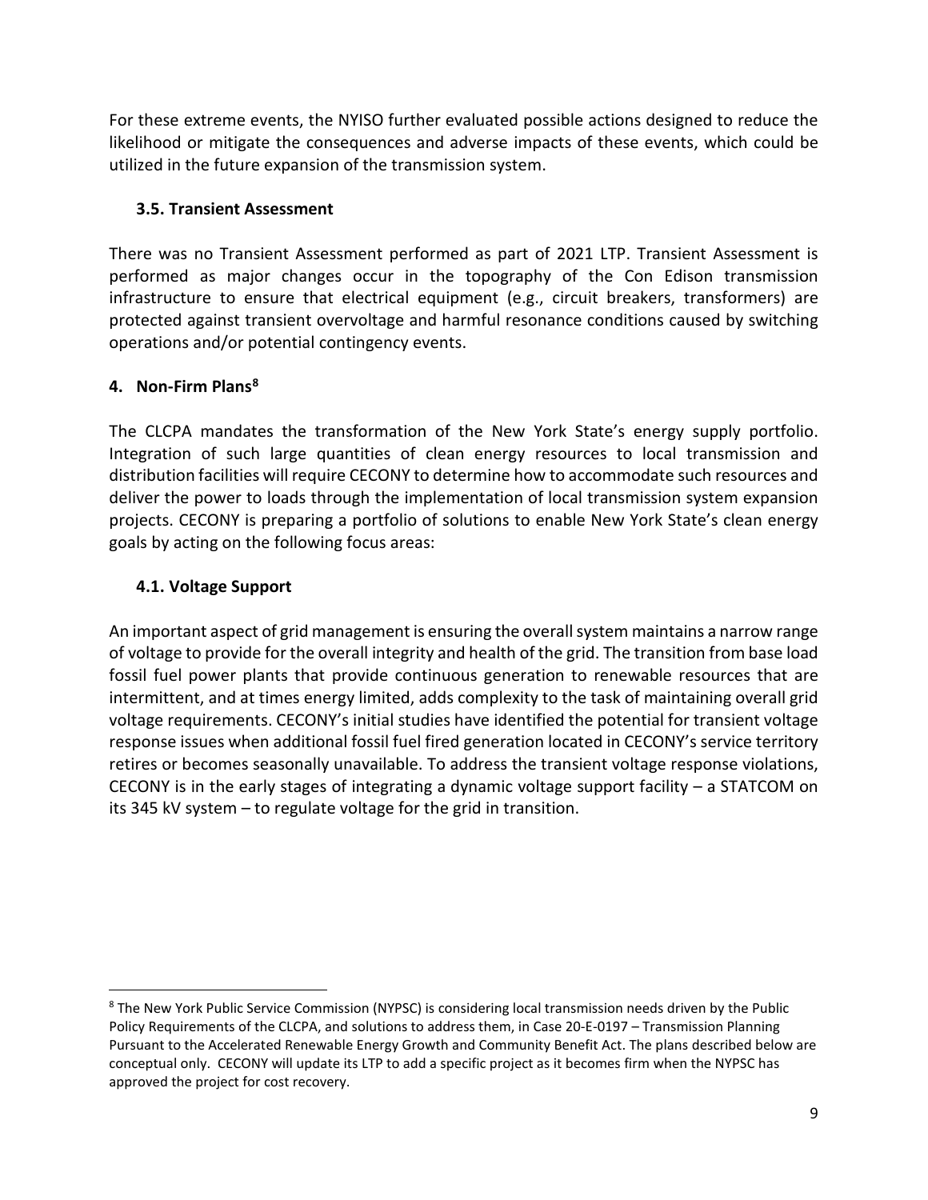For these extreme events, the NYISO further evaluated possible actions designed to reduce the likelihood or mitigate the consequences and adverse impacts of these events, which could be utilized in the future expansion of the transmission system.

### 3.5. Transient Assessment

There was no Transient Assessment performed as part of 2021 LTP. Transient Assessment is performed as major changes occur in the topography of the Con Edison transmission infrastructure to ensure that electrical equipment (e.g., circuit breakers, transformers) are protected against transient overvoltage and harmful resonance conditions caused by switching operations and/or potential contingency events.

## 4. Non-Firm Plans[8]

The CLCPA mandates the transformation of the New York State's energy supply portfolio. Integration of such large quantities of clean energy resources to local transmission and distribution facilities will require CECONY to determine how to accommodate such resources and deliver the power to loads through the implementation of local transmission system expansion projects. CECONY is preparing a portfolio of solutions to enable New York State's clean energy goals by acting on the following focus areas:

### 4.1. Voltage Support

An important aspect of grid management is ensuring the overall system maintains a narrow range of voltage to provide for the overall integrity and health of the grid. The transition from base load fossil fuel power plants that provide continuous generation to renewable resources that are intermittent, and at times energy limited, adds complexity to the task of maintaining overall grid voltage requirements. CECONY's initial studies have identified the potential for transient voltage response issues when additional fossil fuel fired generation located in CECONY's service territory retires or becomes seasonally unavailable. To address the transient voltage response violations, CECONY is in the early stages of integrating a dynamic voltage support facility – a STATCOM on its 345 kV system – to regulate voltage for the grid in transition.

---

[8] The New York Public Service Commission (NYPSC) is considering local transmission needs driven by the Public Policy Requirements of the CLCPA, and solutions to address them, in Case 20-E-0197 – Transmission Planning Pursuant to the Accelerated Renewable Energy Growth and Community Benefit Act. The plans described below are conceptual only. CECONY will update its LTP to add a specific project as it becomes firm when the NYPSC has approved the project for cost recovery.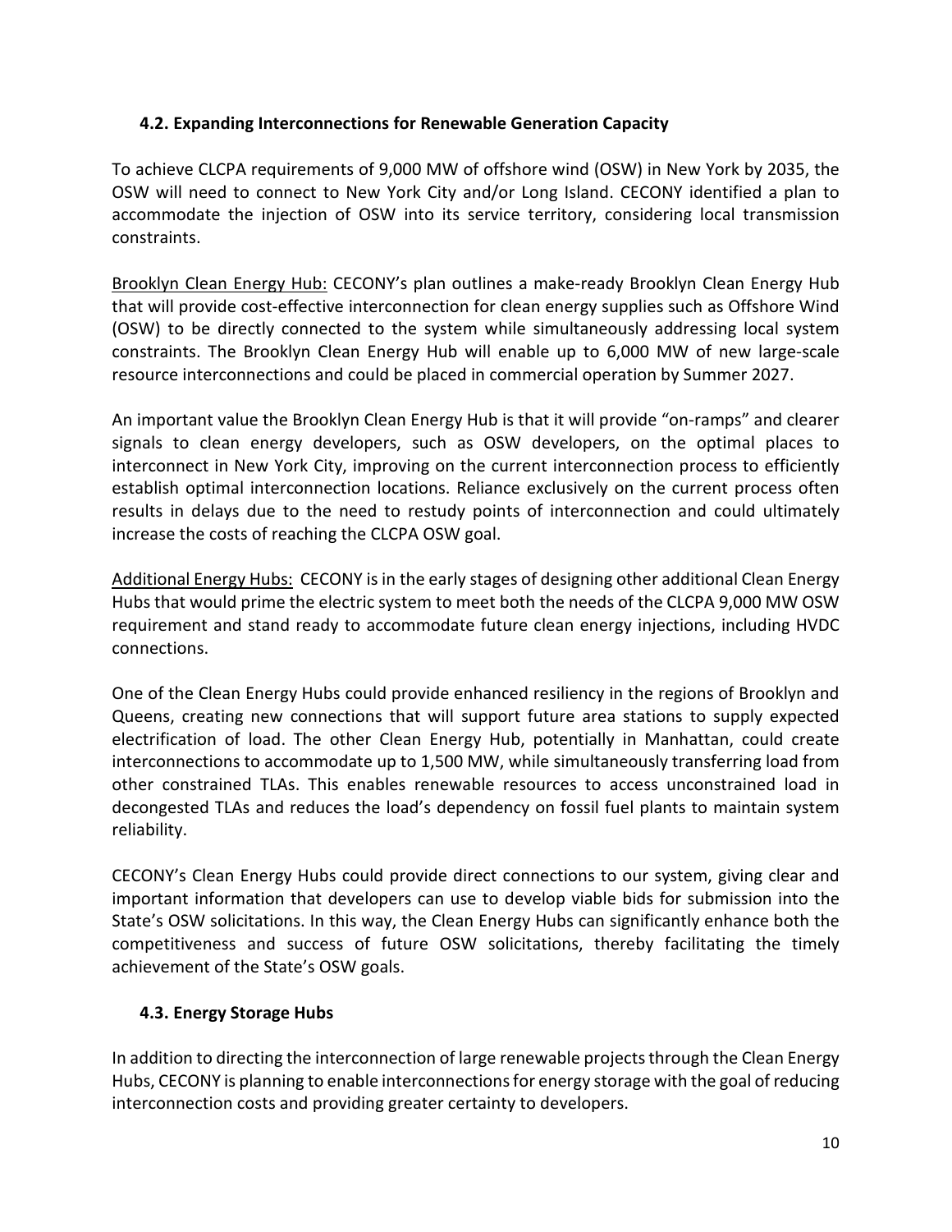### 4.2. Expanding Interconnections for Renewable Generation Capacity

To achieve CLCPA requirements of 9,000 MW of offshore wind (OSW) in New York by 2035, the OSW will need to connect to New York City and/or Long Island. CECONY identified a plan to accommodate the injection of OSW into its service territory, considering local transmission constraints.

<u>Brooklyn Clean Energy Hub:</u> CECONY's plan outlines a make-ready Brooklyn Clean Energy Hub that will provide cost-effective interconnection for clean energy supplies such as Offshore Wind (OSW) to be directly connected to the system while simultaneously addressing local system constraints. The Brooklyn Clean Energy Hub will enable up to 6,000 MW of new large-scale resource interconnections and could be placed in commercial operation by Summer 2027.

An important value the Brooklyn Clean Energy Hub is that it will provide "on-ramps" and clearer signals to clean energy developers, such as OSW developers, on the optimal places to interconnect in New York City, improving on the current interconnection process to efficiently establish optimal interconnection locations. Reliance exclusively on the current process often results in delays due to the need to restudy points of interconnection and could ultimately increase the costs of reaching the CLCPA OSW goal.

<u>Additional Energy Hubs:</u> CECONY is in the early stages of designing other additional Clean Energy Hubs that would prime the electric system to meet both the needs of the CLCPA 9,000 MW OSW requirement and stand ready to accommodate future clean energy injections, including HVDC connections.

One of the Clean Energy Hubs could provide enhanced resiliency in the regions of Brooklyn and Queens, creating new connections that will support future area stations to supply expected electrification of load. The other Clean Energy Hub, potentially in Manhattan, could create interconnections to accommodate up to 1,500 MW, while simultaneously transferring load from other constrained TLAs. This enables renewable resources to access unconstrained load in decongested TLAs and reduces the load's dependency on fossil fuel plants to maintain system reliability.

CECONY's Clean Energy Hubs could provide direct connections to our system, giving clear and important information that developers can use to develop viable bids for submission into the State's OSW solicitations. In this way, the Clean Energy Hubs can significantly enhance both the competitiveness and success of future OSW solicitations, thereby facilitating the timely achievement of the State's OSW goals.

### 4.3. Energy Storage Hubs

In addition to directing the interconnection of large renewable projects through the Clean Energy Hubs, CECONY is planning to enable interconnections for energy storage with the goal of reducing interconnection costs and providing greater certainty to developers.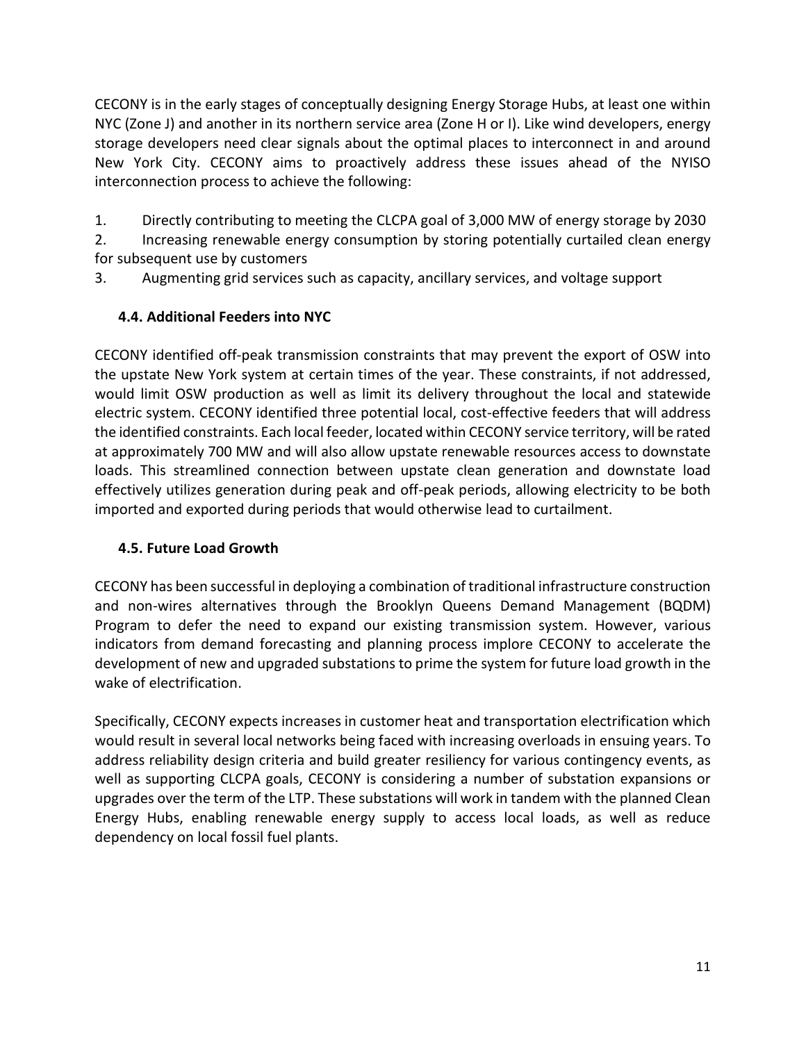CECONY is in the early stages of conceptually designing Energy Storage Hubs, at least one within NYC (Zone J) and another in its northern service area (Zone H or I). Like wind developers, energy storage developers need clear signals about the optimal places to interconnect in and around New York City. CECONY aims to proactively address these issues ahead of the NYISO interconnection process to achieve the following:

1. Directly contributing to meeting the CLCPA goal of 3,000 MW of energy storage by 2030
2. Increasing renewable energy consumption by storing potentially curtailed clean energy for subsequent use by customers
3. Augmenting grid services such as capacity, ancillary services, and voltage support

### 4.4. Additional Feeders into NYC

CECONY identified off-peak transmission constraints that may prevent the export of OSW into the upstate New York system at certain times of the year. These constraints, if not addressed, would limit OSW production as well as limit its delivery throughout the local and statewide electric system. CECONY identified three potential local, cost-effective feeders that will address the identified constraints. Each local feeder, located within CECONY service territory, will be rated at approximately 700 MW and will also allow upstate renewable resources access to downstate loads. This streamlined connection between upstate clean generation and downstate load effectively utilizes generation during peak and off-peak periods, allowing electricity to be both imported and exported during periods that would otherwise lead to curtailment.

### 4.5. Future Load Growth

CECONY has been successful in deploying a combination of traditional infrastructure construction and non-wires alternatives through the Brooklyn Queens Demand Management (BQDM) Program to defer the need to expand our existing transmission system. However, various indicators from demand forecasting and planning process implore CECONY to accelerate the development of new and upgraded substations to prime the system for future load growth in the wake of electrification.

Specifically, CECONY expects increases in customer heat and transportation electrification which would result in several local networks being faced with increasing overloads in ensuing years. To address reliability design criteria and build greater resiliency for various contingency events, as well as supporting CLCPA goals, CECONY is considering a number of substation expansions or upgrades over the term of the LTP. These substations will work in tandem with the planned Clean Energy Hubs, enabling renewable energy supply to access local loads, as well as reduce dependency on local fossil fuel plants.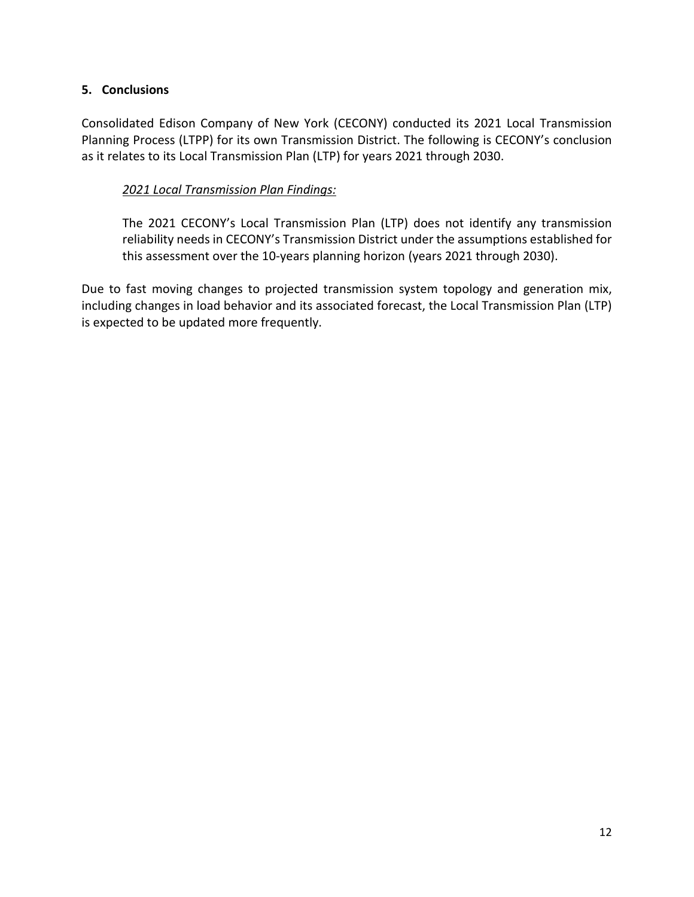## 5. Conclusions

Consolidated Edison Company of New York (CECONY) conducted its 2021 Local Transmission Planning Process (LTPP) for its own Transmission District. The following is CECONY's conclusion as it relates to its Local Transmission Plan (LTP) for years 2021 through 2030.

*2021 Local Transmission Plan Findings:*

The 2021 CECONY's Local Transmission Plan (LTP) does not identify any transmission reliability needs in CECONY's Transmission District under the assumptions established for this assessment over the 10-years planning horizon (years 2021 through 2030).

Due to fast moving changes to projected transmission system topology and generation mix, including changes in load behavior and its associated forecast, the Local Transmission Plan (LTP) is expected to be updated more frequently.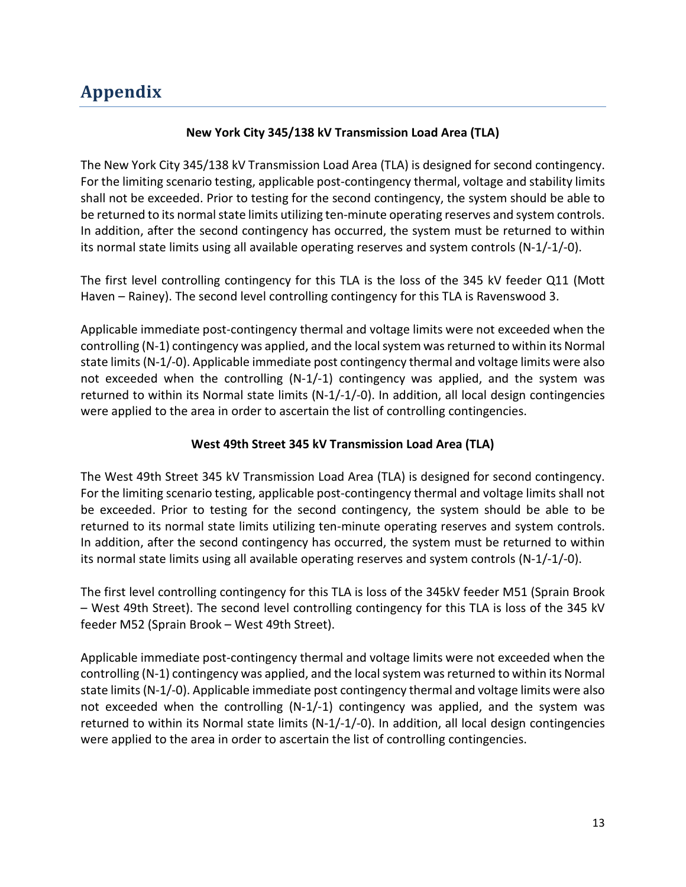# Appendix

**New York City 345/138 kV Transmission Load Area (TLA)**

The New York City 345/138 kV Transmission Load Area (TLA) is designed for second contingency. For the limiting scenario testing, applicable post-contingency thermal, voltage and stability limits shall not be exceeded. Prior to testing for the second contingency, the system should be able to be returned to its normal state limits utilizing ten-minute operating reserves and system controls. In addition, after the second contingency has occurred, the system must be returned to within its normal state limits using all available operating reserves and system controls (N-1/-1/-0).

The first level controlling contingency for this TLA is the loss of the 345 kV feeder Q11 (Mott Haven – Rainey). The second level controlling contingency for this TLA is Ravenswood 3.

Applicable immediate post-contingency thermal and voltage limits were not exceeded when the controlling (N-1) contingency was applied, and the local system was returned to within its Normal state limits (N-1/-0). Applicable immediate post contingency thermal and voltage limits were also not exceeded when the controlling (N-1/-1) contingency was applied, and the system was returned to within its Normal state limits (N-1/-1/-0). In addition, all local design contingencies were applied to the area in order to ascertain the list of controlling contingencies.

**West 49th Street 345 kV Transmission Load Area (TLA)**

The West 49th Street 345 kV Transmission Load Area (TLA) is designed for second contingency. For the limiting scenario testing, applicable post-contingency thermal and voltage limits shall not be exceeded. Prior to testing for the second contingency, the system should be able to be returned to its normal state limits utilizing ten-minute operating reserves and system controls. In addition, after the second contingency has occurred, the system must be returned to within its normal state limits using all available operating reserves and system controls (N-1/-1/-0).

The first level controlling contingency for this TLA is loss of the 345kV feeder M51 (Sprain Brook – West 49th Street). The second level controlling contingency for this TLA is loss of the 345 kV feeder M52 (Sprain Brook – West 49th Street).

Applicable immediate post-contingency thermal and voltage limits were not exceeded when the controlling (N-1) contingency was applied, and the local system was returned to within its Normal state limits (N-1/-0). Applicable immediate post contingency thermal and voltage limits were also not exceeded when the controlling (N-1/-1) contingency was applied, and the system was returned to within its Normal state limits (N-1/-1/-0). In addition, all local design contingencies were applied to the area in order to ascertain the list of controlling contingencies.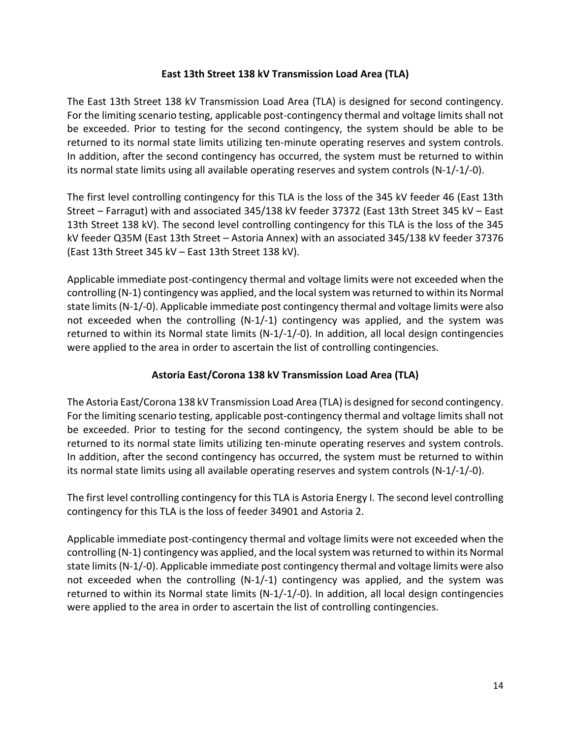## East 13th Street 138 kV Transmission Load Area (TLA)

The East 13th Street 138 kV Transmission Load Area (TLA) is designed for second contingency. For the limiting scenario testing, applicable post-contingency thermal and voltage limits shall not be exceeded. Prior to testing for the second contingency, the system should be able to be returned to its normal state limits utilizing ten-minute operating reserves and system controls. In addition, after the second contingency has occurred, the system must be returned to within its normal state limits using all available operating reserves and system controls (N-1/-1/-0).

The first level controlling contingency for this TLA is the loss of the 345 kV feeder 46 (East 13th Street – Farragut) with and associated 345/138 kV feeder 37372 (East 13th Street 345 kV – East 13th Street 138 kV). The second level controlling contingency for this TLA is the loss of the 345 kV feeder Q35M (East 13th Street – Astoria Annex) with an associated 345/138 kV feeder 37376 (East 13th Street 345 kV – East 13th Street 138 kV).

Applicable immediate post-contingency thermal and voltage limits were not exceeded when the controlling (N-1) contingency was applied, and the local system was returned to within its Normal state limits (N-1/-0). Applicable immediate post contingency thermal and voltage limits were also not exceeded when the controlling (N-1/-1) contingency was applied, and the system was returned to within its Normal state limits (N-1/-1/-0). In addition, all local design contingencies were applied to the area in order to ascertain the list of controlling contingencies.

## Astoria East/Corona 138 kV Transmission Load Area (TLA)

The Astoria East/Corona 138 kV Transmission Load Area (TLA) is designed for second contingency. For the limiting scenario testing, applicable post-contingency thermal and voltage limits shall not be exceeded. Prior to testing for the second contingency, the system should be able to be returned to its normal state limits utilizing ten-minute operating reserves and system controls. In addition, after the second contingency has occurred, the system must be returned to within its normal state limits using all available operating reserves and system controls (N-1/-1/-0).

The first level controlling contingency for this TLA is Astoria Energy I. The second level controlling contingency for this TLA is the loss of feeder 34901 and Astoria 2.

Applicable immediate post-contingency thermal and voltage limits were not exceeded when the controlling (N-1) contingency was applied, and the local system was returned to within its Normal state limits (N-1/-0). Applicable immediate post contingency thermal and voltage limits were also not exceeded when the controlling (N-1/-1) contingency was applied, and the system was returned to within its Normal state limits (N-1/-1/-0). In addition, all local design contingencies were applied to the area in order to ascertain the list of controlling contingencies.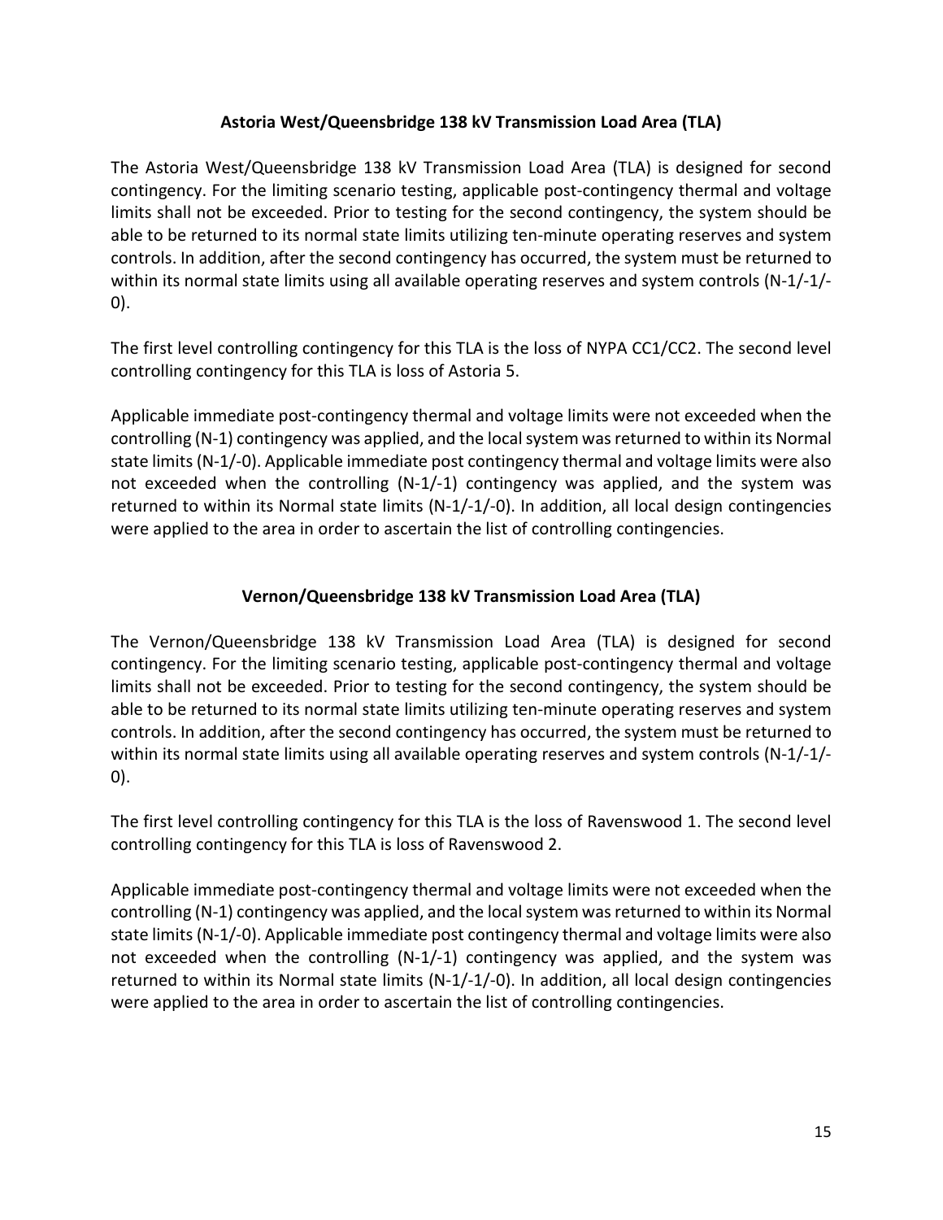## Astoria West/Queensbridge 138 kV Transmission Load Area (TLA)

The Astoria West/Queensbridge 138 kV Transmission Load Area (TLA) is designed for second contingency. For the limiting scenario testing, applicable post-contingency thermal and voltage limits shall not be exceeded. Prior to testing for the second contingency, the system should be able to be returned to its normal state limits utilizing ten-minute operating reserves and system controls. In addition, after the second contingency has occurred, the system must be returned to within its normal state limits using all available operating reserves and system controls (N-1/-1/-0).

The first level controlling contingency for this TLA is the loss of NYPA CC1/CC2. The second level controlling contingency for this TLA is loss of Astoria 5.

Applicable immediate post-contingency thermal and voltage limits were not exceeded when the controlling (N-1) contingency was applied, and the local system was returned to within its Normal state limits (N-1/-0). Applicable immediate post contingency thermal and voltage limits were also not exceeded when the controlling (N-1/-1) contingency was applied, and the system was returned to within its Normal state limits (N-1/-1/-0). In addition, all local design contingencies were applied to the area in order to ascertain the list of controlling contingencies.

## Vernon/Queensbridge 138 kV Transmission Load Area (TLA)

The Vernon/Queensbridge 138 kV Transmission Load Area (TLA) is designed for second contingency. For the limiting scenario testing, applicable post-contingency thermal and voltage limits shall not be exceeded. Prior to testing for the second contingency, the system should be able to be returned to its normal state limits utilizing ten-minute operating reserves and system controls. In addition, after the second contingency has occurred, the system must be returned to within its normal state limits using all available operating reserves and system controls (N-1/-1/-0).

The first level controlling contingency for this TLA is the loss of Ravenswood 1. The second level controlling contingency for this TLA is loss of Ravenswood 2.

Applicable immediate post-contingency thermal and voltage limits were not exceeded when the controlling (N-1) contingency was applied, and the local system was returned to within its Normal state limits (N-1/-0). Applicable immediate post contingency thermal and voltage limits were also not exceeded when the controlling (N-1/-1) contingency was applied, and the system was returned to within its Normal state limits (N-1/-1/-0). In addition, all local design contingencies were applied to the area in order to ascertain the list of controlling contingencies.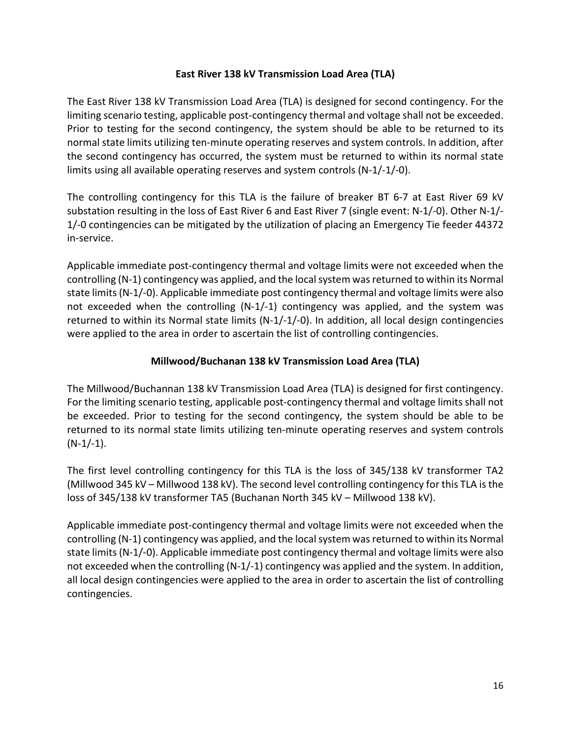**East River 138 kV Transmission Load Area (TLA)**

The East River 138 kV Transmission Load Area (TLA) is designed for second contingency. For the limiting scenario testing, applicable post-contingency thermal and voltage shall not be exceeded. Prior to testing for the second contingency, the system should be able to be returned to its normal state limits utilizing ten-minute operating reserves and system controls. In addition, after the second contingency has occurred, the system must be returned to within its normal state limits using all available operating reserves and system controls (N-1/-1/-0).

The controlling contingency for this TLA is the failure of breaker BT 6-7 at East River 69 kV substation resulting in the loss of East River 6 and East River 7 (single event: N-1/-0). Other N-1/-1/-0 contingencies can be mitigated by the utilization of placing an Emergency Tie feeder 44372 in-service.

Applicable immediate post-contingency thermal and voltage limits were not exceeded when the controlling (N-1) contingency was applied, and the local system was returned to within its Normal state limits (N-1/-0). Applicable immediate post contingency thermal and voltage limits were also not exceeded when the controlling (N-1/-1) contingency was applied, and the system was returned to within its Normal state limits (N-1/-1/-0). In addition, all local design contingencies were applied to the area in order to ascertain the list of controlling contingencies.

**Millwood/Buchanan 138 kV Transmission Load Area (TLA)**

The Millwood/Buchannan 138 kV Transmission Load Area (TLA) is designed for first contingency. For the limiting scenario testing, applicable post-contingency thermal and voltage limits shall not be exceeded. Prior to testing for the second contingency, the system should be able to be returned to its normal state limits utilizing ten-minute operating reserves and system controls (N-1/-1).

The first level controlling contingency for this TLA is the loss of 345/138 kV transformer TA2 (Millwood 345 kV – Millwood 138 kV). The second level controlling contingency for this TLA is the loss of 345/138 kV transformer TA5 (Buchanan North 345 kV – Millwood 138 kV).

Applicable immediate post-contingency thermal and voltage limits were not exceeded when the controlling (N-1) contingency was applied, and the local system was returned to within its Normal state limits (N-1/-0). Applicable immediate post contingency thermal and voltage limits were also not exceeded when the controlling (N-1/-1) contingency was applied and the system. In addition, all local design contingencies were applied to the area in order to ascertain the list of controlling contingencies.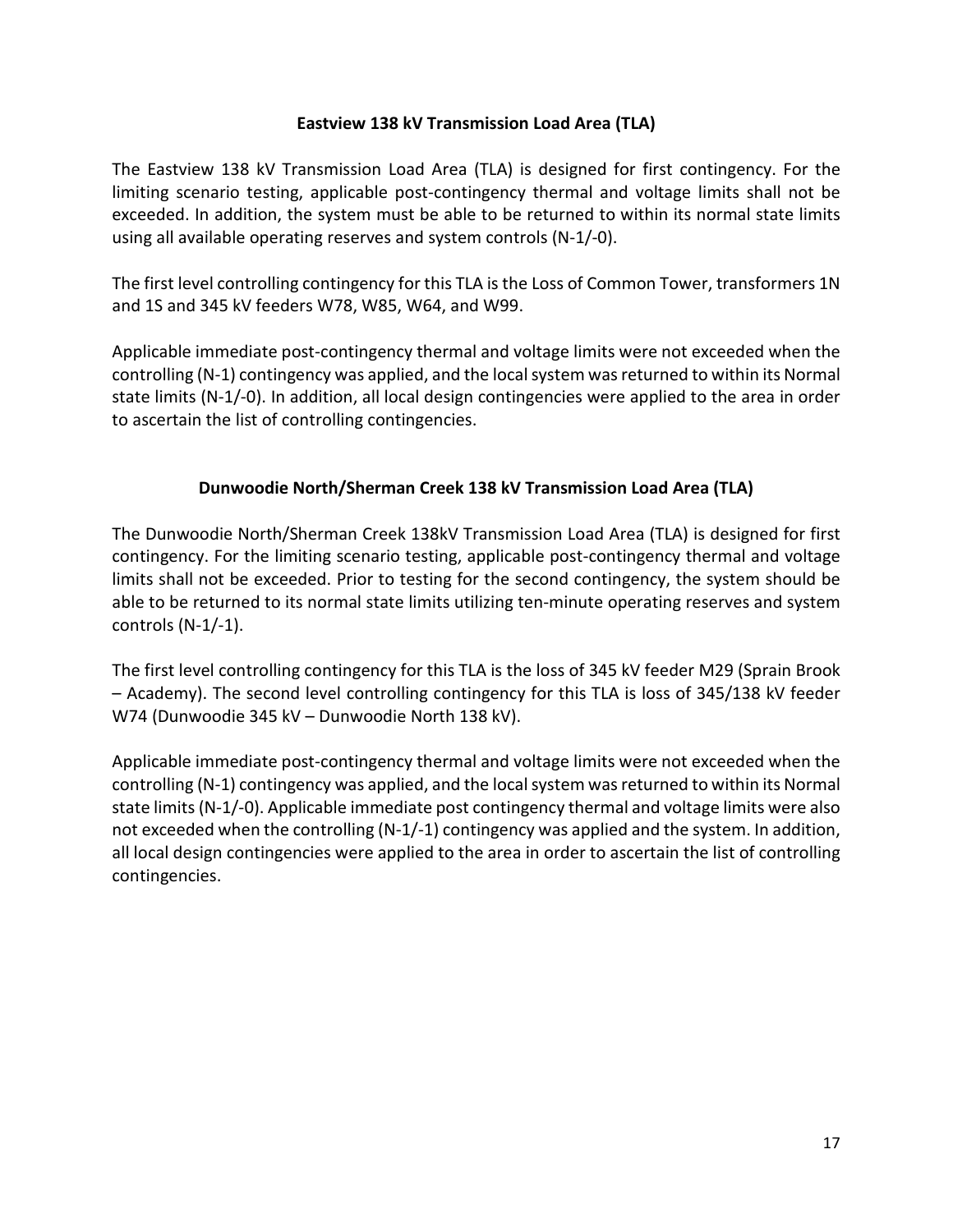### Eastview 138 kV Transmission Load Area (TLA)

The Eastview 138 kV Transmission Load Area (TLA) is designed for first contingency. For the limiting scenario testing, applicable post-contingency thermal and voltage limits shall not be exceeded. In addition, the system must be able to be returned to within its normal state limits using all available operating reserves and system controls (N-1/-0).

The first level controlling contingency for this TLA is the Loss of Common Tower, transformers 1N and 1S and 345 kV feeders W78, W85, W64, and W99.

Applicable immediate post-contingency thermal and voltage limits were not exceeded when the controlling (N-1) contingency was applied, and the local system was returned to within its Normal state limits (N-1/-0). In addition, all local design contingencies were applied to the area in order to ascertain the list of controlling contingencies.

### Dunwoodie North/Sherman Creek 138 kV Transmission Load Area (TLA)

The Dunwoodie North/Sherman Creek 138kV Transmission Load Area (TLA) is designed for first contingency. For the limiting scenario testing, applicable post-contingency thermal and voltage limits shall not be exceeded. Prior to testing for the second contingency, the system should be able to be returned to its normal state limits utilizing ten-minute operating reserves and system controls (N-1/-1).

The first level controlling contingency for this TLA is the loss of 345 kV feeder M29 (Sprain Brook – Academy). The second level controlling contingency for this TLA is loss of 345/138 kV feeder W74 (Dunwoodie 345 kV – Dunwoodie North 138 kV).

Applicable immediate post-contingency thermal and voltage limits were not exceeded when the controlling (N-1) contingency was applied, and the local system was returned to within its Normal state limits (N-1/-0). Applicable immediate post contingency thermal and voltage limits were also not exceeded when the controlling (N-1/-1) contingency was applied and the system. In addition, all local design contingencies were applied to the area in order to ascertain the list of controlling contingencies.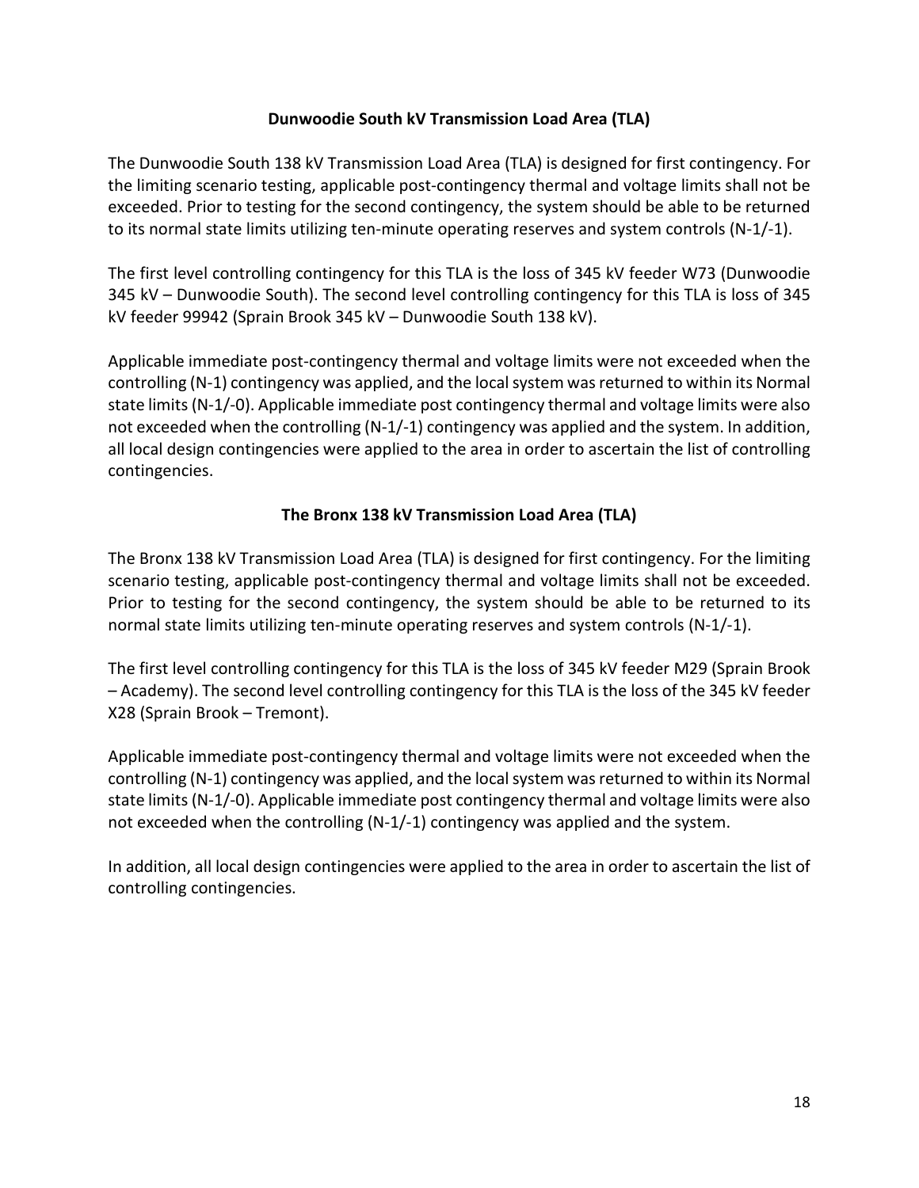### Dunwoodie South kV Transmission Load Area (TLA)

The Dunwoodie South 138 kV Transmission Load Area (TLA) is designed for first contingency. For the limiting scenario testing, applicable post-contingency thermal and voltage limits shall not be exceeded. Prior to testing for the second contingency, the system should be able to be returned to its normal state limits utilizing ten-minute operating reserves and system controls (N-1/-1).

The first level controlling contingency for this TLA is the loss of 345 kV feeder W73 (Dunwoodie 345 kV – Dunwoodie South). The second level controlling contingency for this TLA is loss of 345 kV feeder 99942 (Sprain Brook 345 kV – Dunwoodie South 138 kV).

Applicable immediate post-contingency thermal and voltage limits were not exceeded when the controlling (N-1) contingency was applied, and the local system was returned to within its Normal state limits (N-1/-0). Applicable immediate post contingency thermal and voltage limits were also not exceeded when the controlling (N-1/-1) contingency was applied and the system. In addition, all local design contingencies were applied to the area in order to ascertain the list of controlling contingencies.

### The Bronx 138 kV Transmission Load Area (TLA)

The Bronx 138 kV Transmission Load Area (TLA) is designed for first contingency. For the limiting scenario testing, applicable post-contingency thermal and voltage limits shall not be exceeded. Prior to testing for the second contingency, the system should be able to be returned to its normal state limits utilizing ten-minute operating reserves and system controls (N-1/-1).

The first level controlling contingency for this TLA is the loss of 345 kV feeder M29 (Sprain Brook – Academy). The second level controlling contingency for this TLA is the loss of the 345 kV feeder X28 (Sprain Brook – Tremont).

Applicable immediate post-contingency thermal and voltage limits were not exceeded when the controlling (N-1) contingency was applied, and the local system was returned to within its Normal state limits (N-1/-0). Applicable immediate post contingency thermal and voltage limits were also not exceeded when the controlling (N-1/-1) contingency was applied and the system.

In addition, all local design contingencies were applied to the area in order to ascertain the list of controlling contingencies.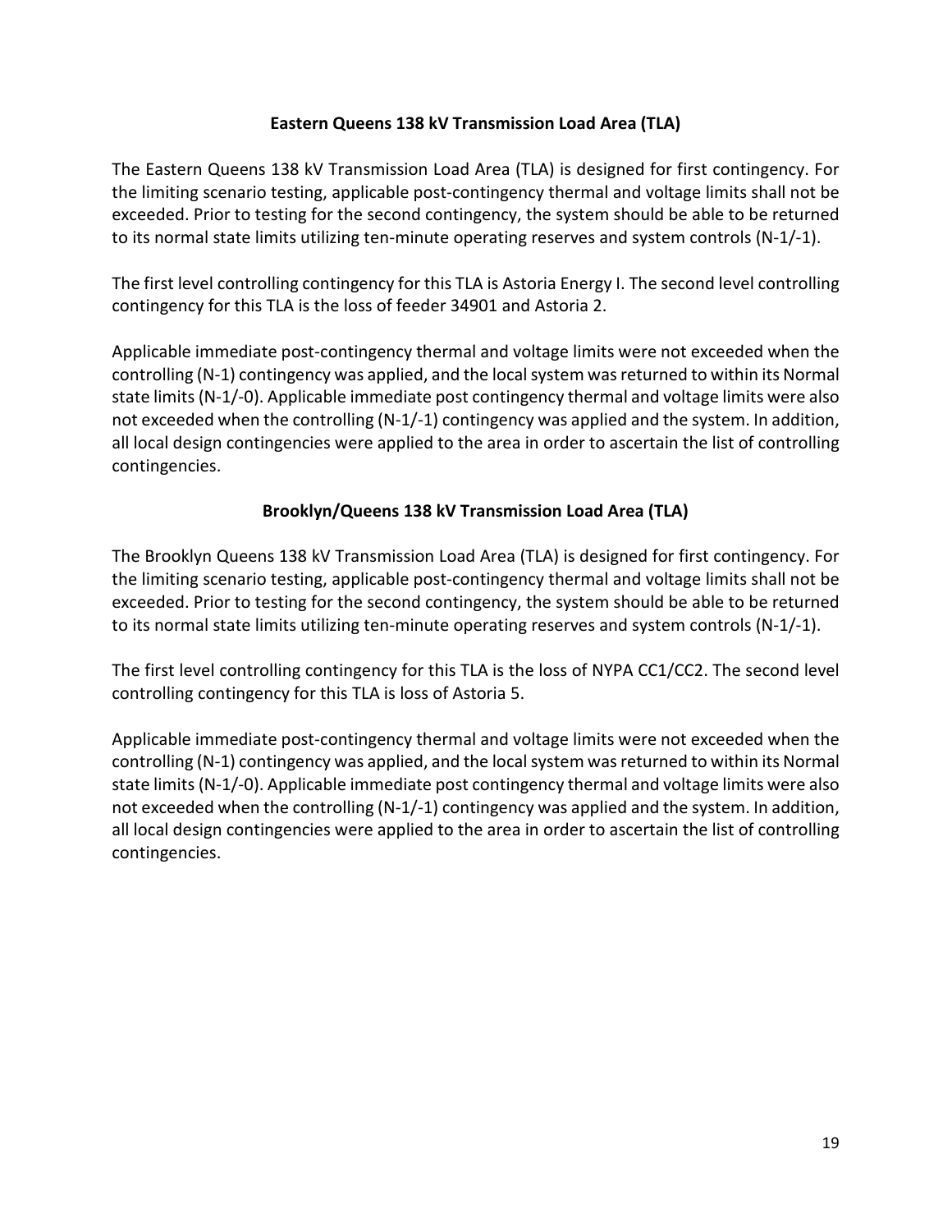## Eastern Queens 138 kV Transmission Load Area (TLA)

The Eastern Queens 138 kV Transmission Load Area (TLA) is designed for first contingency. For the limiting scenario testing, applicable post-contingency thermal and voltage limits shall not be exceeded. Prior to testing for the second contingency, the system should be able to be returned to its normal state limits utilizing ten-minute operating reserves and system controls (N-1/-1).

The first level controlling contingency for this TLA is Astoria Energy I. The second level controlling contingency for this TLA is the loss of feeder 34901 and Astoria 2.

Applicable immediate post-contingency thermal and voltage limits were not exceeded when the controlling (N-1) contingency was applied, and the local system was returned to within its Normal state limits (N-1/-0). Applicable immediate post contingency thermal and voltage limits were also not exceeded when the controlling (N-1/-1) contingency was applied and the system. In addition, all local design contingencies were applied to the area in order to ascertain the list of controlling contingencies.

## Brooklyn/Queens 138 kV Transmission Load Area (TLA)

The Brooklyn Queens 138 kV Transmission Load Area (TLA) is designed for first contingency. For the limiting scenario testing, applicable post-contingency thermal and voltage limits shall not be exceeded. Prior to testing for the second contingency, the system should be able to be returned to its normal state limits utilizing ten-minute operating reserves and system controls (N-1/-1).

The first level controlling contingency for this TLA is the loss of NYPA CC1/CC2. The second level controlling contingency for this TLA is loss of Astoria 5.

Applicable immediate post-contingency thermal and voltage limits were not exceeded when the controlling (N-1) contingency was applied, and the local system was returned to within its Normal state limits (N-1/-0). Applicable immediate post contingency thermal and voltage limits were also not exceeded when the controlling (N-1/-1) contingency was applied and the system. In addition, all local design contingencies were applied to the area in order to ascertain the list of controlling contingencies.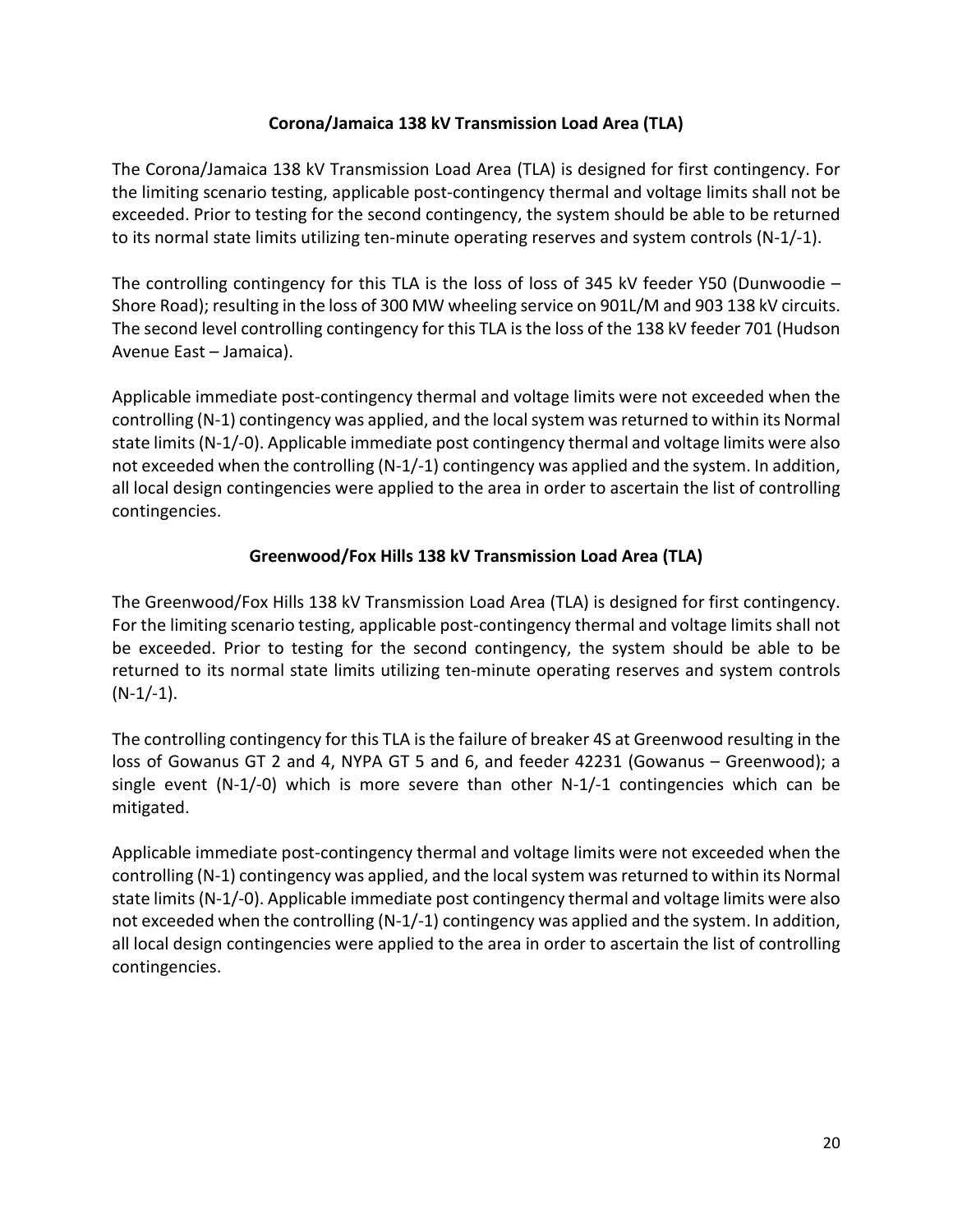### Corona/Jamaica 138 kV Transmission Load Area (TLA)

The Corona/Jamaica 138 kV Transmission Load Area (TLA) is designed for first contingency. For the limiting scenario testing, applicable post-contingency thermal and voltage limits shall not be exceeded. Prior to testing for the second contingency, the system should be able to be returned to its normal state limits utilizing ten-minute operating reserves and system controls (N-1/-1).

The controlling contingency for this TLA is the loss of loss of 345 kV feeder Y50 (Dunwoodie – Shore Road); resulting in the loss of 300 MW wheeling service on 901L/M and 903 138 kV circuits. The second level controlling contingency for this TLA is the loss of the 138 kV feeder 701 (Hudson Avenue East – Jamaica).

Applicable immediate post-contingency thermal and voltage limits were not exceeded when the controlling (N-1) contingency was applied, and the local system was returned to within its Normal state limits (N-1/-0). Applicable immediate post contingency thermal and voltage limits were also not exceeded when the controlling (N-1/-1) contingency was applied and the system. In addition, all local design contingencies were applied to the area in order to ascertain the list of controlling contingencies.

### Greenwood/Fox Hills 138 kV Transmission Load Area (TLA)

The Greenwood/Fox Hills 138 kV Transmission Load Area (TLA) is designed for first contingency. For the limiting scenario testing, applicable post-contingency thermal and voltage limits shall not be exceeded. Prior to testing for the second contingency, the system should be able to be returned to its normal state limits utilizing ten-minute operating reserves and system controls (N-1/-1).

The controlling contingency for this TLA is the failure of breaker 4S at Greenwood resulting in the loss of Gowanus GT 2 and 4, NYPA GT 5 and 6, and feeder 42231 (Gowanus – Greenwood); a single event (N-1/-0) which is more severe than other N-1/-1 contingencies which can be mitigated.

Applicable immediate post-contingency thermal and voltage limits were not exceeded when the controlling (N-1) contingency was applied, and the local system was returned to within its Normal state limits (N-1/-0). Applicable immediate post contingency thermal and voltage limits were also not exceeded when the controlling (N-1/-1) contingency was applied and the system. In addition, all local design contingencies were applied to the area in order to ascertain the list of controlling contingencies.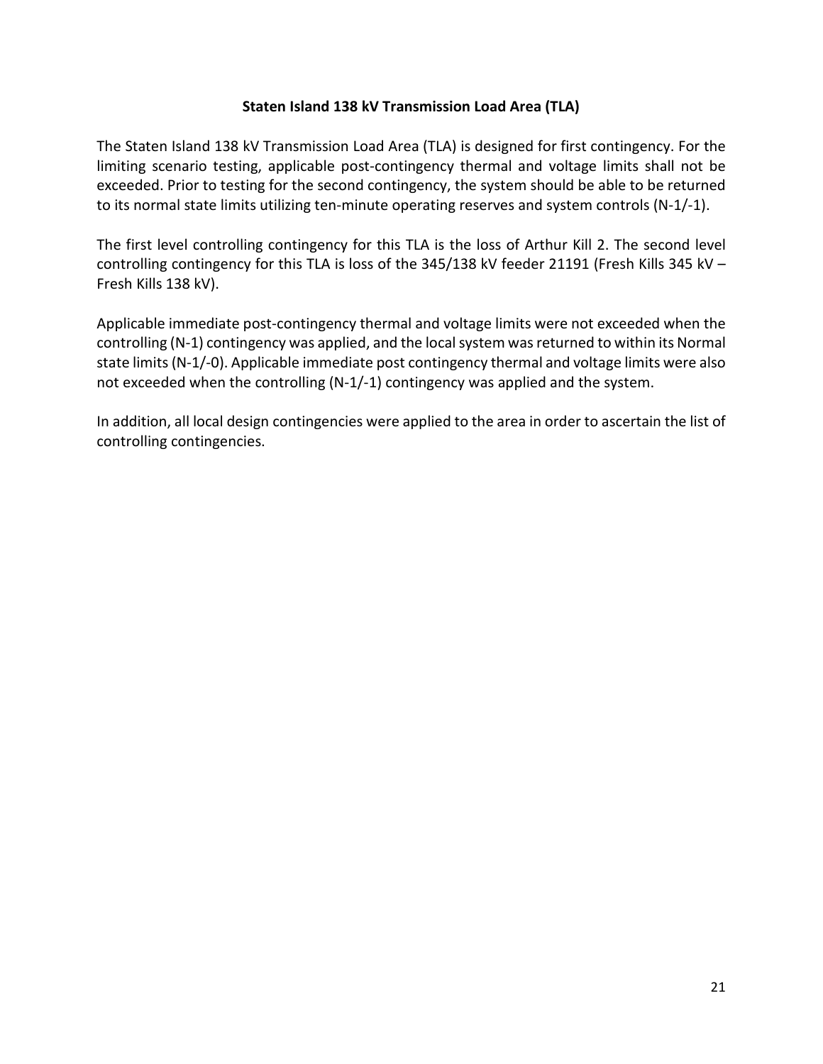**Staten Island 138 kV Transmission Load Area (TLA)**

The Staten Island 138 kV Transmission Load Area (TLA) is designed for first contingency. For the limiting scenario testing, applicable post-contingency thermal and voltage limits shall not be exceeded. Prior to testing for the second contingency, the system should be able to be returned to its normal state limits utilizing ten-minute operating reserves and system controls (N-1/-1).

The first level controlling contingency for this TLA is the loss of Arthur Kill 2. The second level controlling contingency for this TLA is loss of the 345/138 kV feeder 21191 (Fresh Kills 345 kV – Fresh Kills 138 kV).

Applicable immediate post-contingency thermal and voltage limits were not exceeded when the controlling (N-1) contingency was applied, and the local system was returned to within its Normal state limits (N-1/-0). Applicable immediate post contingency thermal and voltage limits were also not exceeded when the controlling (N-1/-1) contingency was applied and the system.

In addition, all local design contingencies were applied to the area in order to ascertain the list of controlling contingencies.